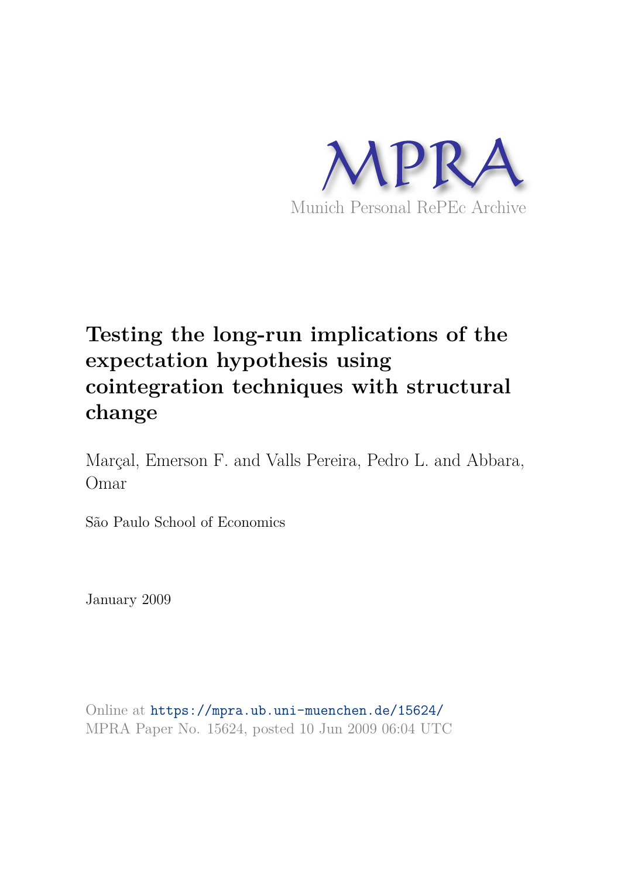MPRA

Munich Personal RePEc Archive

# Testing the long-run implications of the expectation hypothesis using cointegration techniques with structural change

Marçal, Emerson F. and Valls Pereira, Pedro L. and Abbara, Omar

São Paulo School of Economics

January 2009

Online at https://mpra.ub.uni-muenchen.de/15624/
MPRA Paper No. 15624, posted 10 Jun 2009 06:04 UTC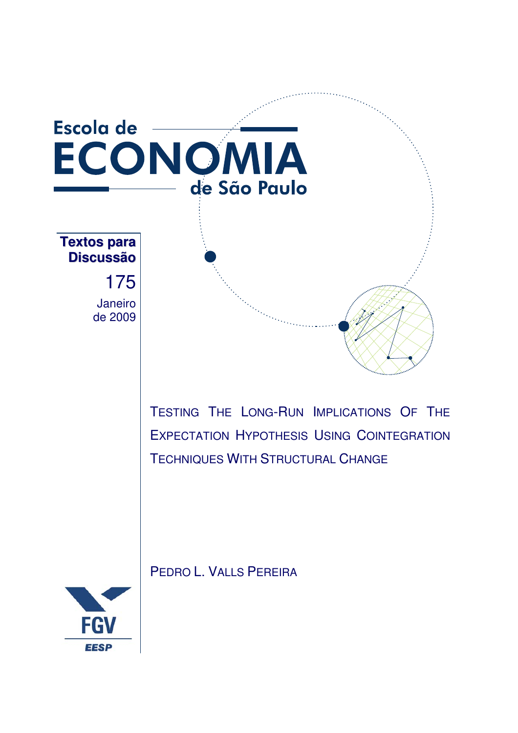Escola de

# ECONOMIA

de São Paulo

**Textos para Discussão**

175

Janeiro de 2009

# TESTING THE LONG-RUN IMPLICATIONS OF THE EXPECTATION HYPOTHESIS USING COINTEGRATION TECHNIQUES WITH STRUCTURAL CHANGE

PEDRO L. VALLS PEREIRA

FGV

EESP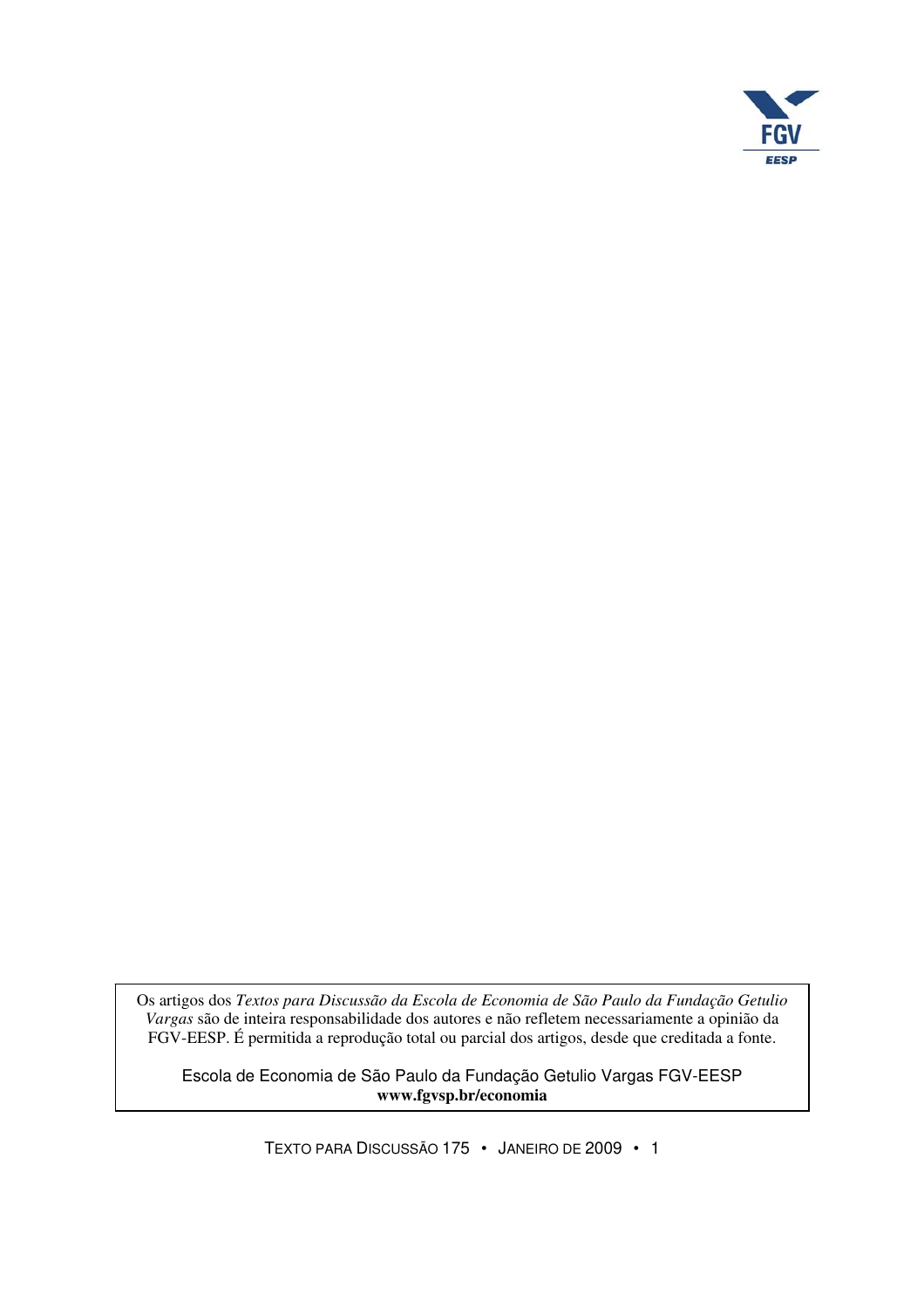Os artigos dos *Textos para Discussão da Escola de Economia de São Paulo da Fundação Getulio Vargas* são de inteira responsabilidade dos autores e não refletem necessariamente a opinião da FGV-EESP. É permitida a reprodução total ou parcial dos artigos, desde que creditada a fonte.

Escola de Economia de São Paulo da Fundação Getulio Vargas FGV-EESP
**www.fgvsp.br/economia**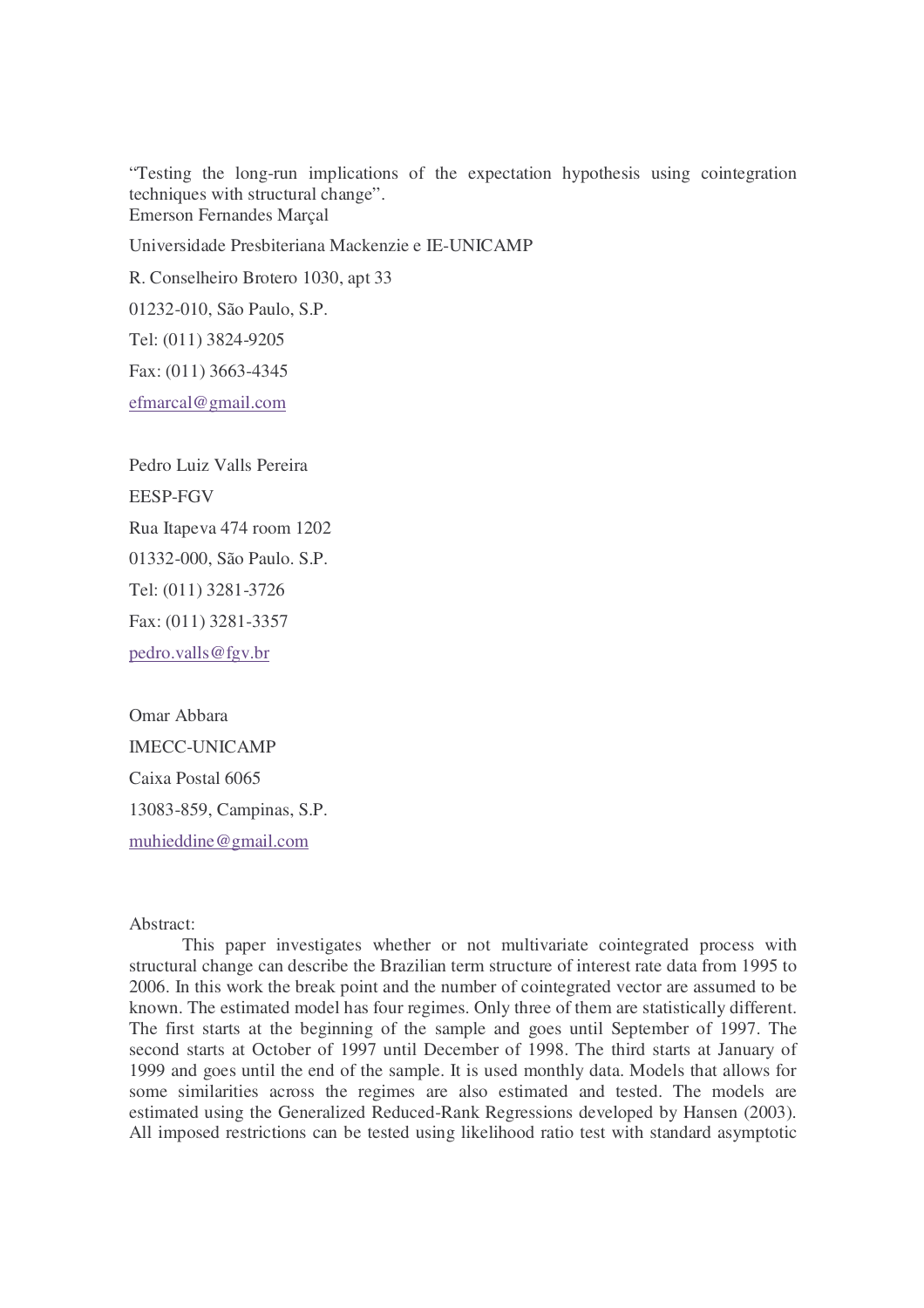"Testing the long-run implications of the expectation hypothesis using cointegration techniques with structural change".

Emerson Fernandes Marçal

Universidade Presbiteriana Mackenzie e IE-UNICAMP

R. Conselheiro Brotero 1030, apt 33

01232-010, São Paulo, S.P.

Tel: (011) 3824-9205

Fax: (011) 3663-4345

efmarcal@gmail.com

Pedro Luiz Valls Pereira

EESP-FGV

Rua Itapeva 474 room 1202

01332-000, São Paulo. S.P.

Tel: (011) 3281-3726

Fax: (011) 3281-3357

pedro.valls@fgv.br

Omar Abbara

IMECC-UNICAMP

Caixa Postal 6065

13083-859, Campinas, S.P.

muhieddine@gmail.com

Abstract:

This paper investigates whether or not multivariate cointegrated process with structural change can describe the Brazilian term structure of interest rate data from 1995 to 2006. In this work the break point and the number of cointegrated vector are assumed to be known. The estimated model has four regimes. Only three of them are statistically different. The first starts at the beginning of the sample and goes until September of 1997. The second starts at October of 1997 until December of 1998. The third starts at January of 1999 and goes until the end of the sample. It is used monthly data. Models that allows for some similarities across the regimes are also estimated and tested. The models are estimated using the Generalized Reduced-Rank Regressions developed by Hansen (2003). All imposed restrictions can be tested using likelihood ratio test with standard asymptotic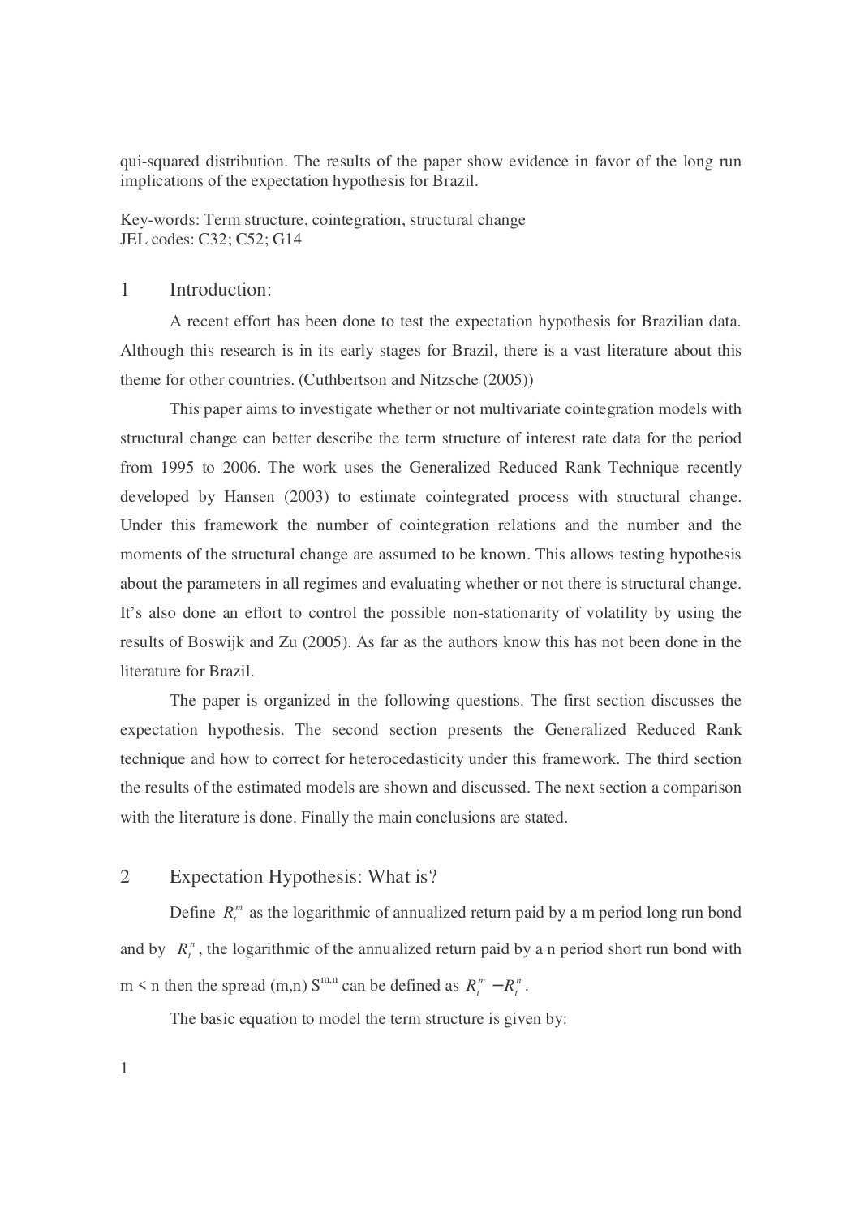qui-squared distribution. The results of the paper show evidence in favor of the long run implications of the expectation hypothesis for Brazil.

Key-words: Term structure, cointegration, structural change
JEL codes: C32; C52; G14

## 1 Introduction:

A recent effort has been done to test the expectation hypothesis for Brazilian data. Although this research is in its early stages for Brazil, there is a vast literature about this theme for other countries. (Cuthbertson and Nitzsche (2005))

This paper aims to investigate whether or not multivariate cointegration models with structural change can better describe the term structure of interest rate data for the period from 1995 to 2006. The work uses the Generalized Reduced Rank Technique recently developed by Hansen (2003) to estimate cointegrated process with structural change. Under this framework the number of cointegration relations and the number and the moments of the structural change are assumed to be known. This allows testing hypothesis about the parameters in all regimes and evaluating whether or not there is structural change. It's also done an effort to control the possible non-stationarity of volatility by using the results of Boswijk and Zu (2005). As far as the authors know this has not been done in the literature for Brazil.

The paper is organized in the following questions. The first section discusses the expectation hypothesis. The second section presents the Generalized Reduced Rank technique and how to correct for heterocedasticity under this framework. The third section the results of the estimated models are shown and discussed. The next section a comparison with the literature is done. Finally the main conclusions are stated.

## 2 Expectation Hypothesis: What is?

Define $R_t^m$ as the logarithmic of annualized return paid by a m period long run bond and by $R_t^n$, the logarithmic of the annualized return paid by a n period short run bond with m < n then the spread (m,n) $S^{m,n}$ can be defined as $R_t^m - R_t^n$.

The basic equation to model the term structure is given by: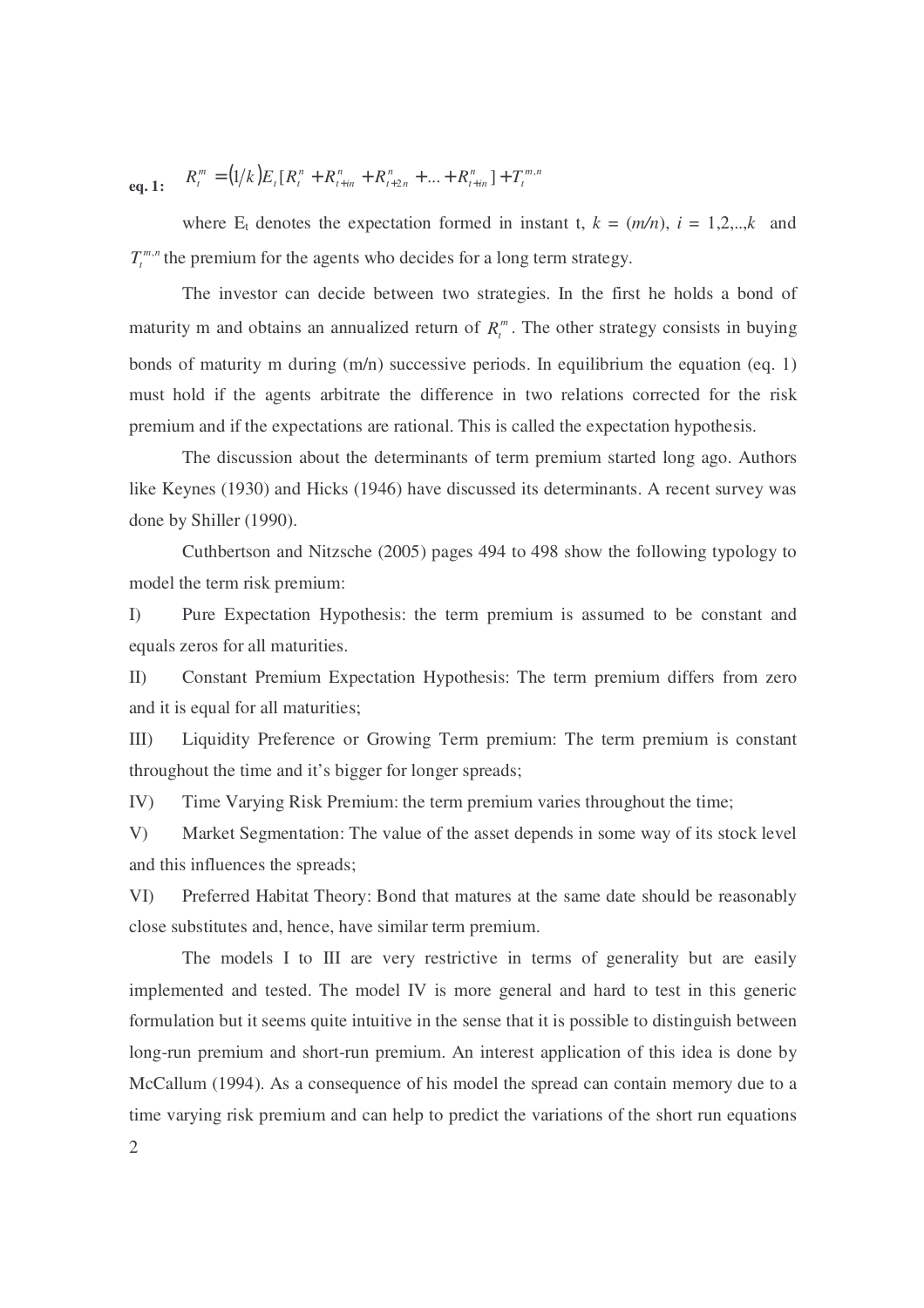**eq. 1:** $R_t^m = (1/k)E_t[R_t^n + R_{t+in}^n + R_{t+2n}^n + ... + R_{t+in}^n] + T_t^{m,n}$

where $E_t$ denotes the expectation formed in instant t, $k = (m/n)$, $i = 1,2,..,k$ and $T_t^{m,n}$ the premium for the agents who decides for a long term strategy.

The investor can decide between two strategies. In the first he holds a bond of maturity m and obtains an annualized return of $R_t^m$. The other strategy consists in buying bonds of maturity m during (m/n) successive periods. In equilibrium the equation (eq. 1) must hold if the agents arbitrate the difference in two relations corrected for the risk premium and if the expectations are rational. This is called the expectation hypothesis.

The discussion about the determinants of term premium started long ago. Authors like Keynes (1930) and Hicks (1946) have discussed its determinants. A recent survey was done by Shiller (1990).

Cuthbertson and Nitzsche (2005) pages 494 to 498 show the following typology to model the term risk premium:

I) Pure Expectation Hypothesis: the term premium is assumed to be constant and equals zeros for all maturities.

II) Constant Premium Expectation Hypothesis: The term premium differs from zero and it is equal for all maturities;

III) Liquidity Preference or Growing Term premium: The term premium is constant throughout the time and it's bigger for longer spreads;

IV) Time Varying Risk Premium: the term premium varies throughout the time;

V) Market Segmentation: The value of the asset depends in some way of its stock level and this influences the spreads;

VI) Preferred Habitat Theory: Bond that matures at the same date should be reasonably close substitutes and, hence, have similar term premium.

The models I to III are very restrictive in terms of generality but are easily implemented and tested. The model IV is more general and hard to test in this generic formulation but it seems quite intuitive in the sense that it is possible to distinguish between long-run premium and short-run premium. An interest application of this idea is done by McCallum (1994). As a consequence of his model the spread can contain memory due to a time varying risk premium and can help to predict the variations of the short run equations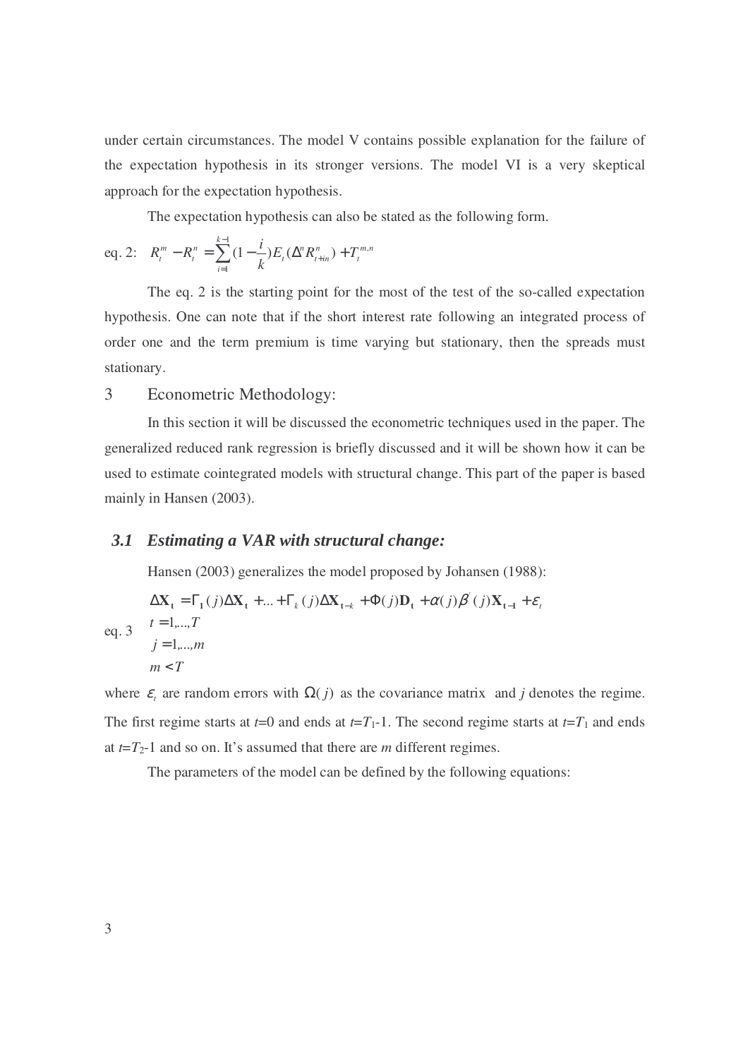under certain circumstances. The model V contains possible explanation for the failure of the expectation hypothesis in its stronger versions. The model VI is a very skeptical approach for the expectation hypothesis.

The expectation hypothesis can also be stated as the following form.

eq. 2: $$R_t^m - R_t^n = \sum_{i=1}^{k-1} (1 - \frac{i}{k}) E_t(\Delta^n R_{t+in}^n) + T_t^{m,n}$$

The eq. 2 is the starting point for the most of the test of the so-called expectation hypothesis. One can note that if the short interest rate following an integrated process of order one and the term premium is time varying but stationary, then the spreads must stationary.

## 3 Econometric Methodology:

In this section it will be discussed the econometric techniques used in the paper. The generalized reduced rank regression is briefly discussed and it will be shown how it can be used to estimate cointegrated models with structural change. This part of the paper is based mainly in Hansen (2003).

### *3.1 Estimating a VAR with structural change:*

Hansen (2003) generalizes the model proposed by Johansen (1988):

eq. 3
$$\begin{aligned} &\Delta \mathbf{X_t} = \Gamma_1(j)\Delta \mathbf{X_t} + ... + \Gamma_k(j)\Delta \mathbf{X_{t-k}} + \Phi(j)\mathbf{D_t} + \alpha(j)\beta^{'}(j)\mathbf{X_{t-1}} + \varepsilon_t \\ &t = 1,...,T \\ &j = 1,...,m \\ &m < T \end{aligned}$$

where $\varepsilon_t$ are random errors with $\Omega(j)$ as the covariance matrix and $j$ denotes the regime. The first regime starts at $t$=0 and ends at $t$=$T_1$-1. The second regime starts at $t$=$T_1$ and ends at $t$=$T_2$-1 and so on. It's assumed that there are $m$ different regimes.

The parameters of the model can be defined by the following equations: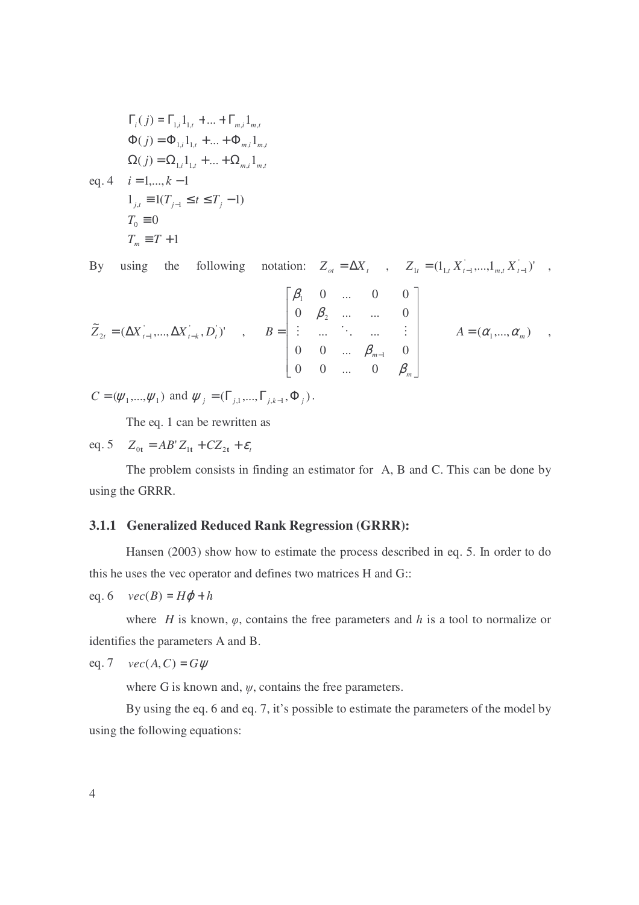$$
\begin{aligned}
&\Gamma_i(j) = \Gamma_{1,i} 1_{1,t} + ... + \Gamma_{m,i} 1_{m,t} \\
&\Phi(j) = \Phi_{1,i} 1_{1,t} + ... + \Phi_{m,i} 1_{m,t} \\
&\Omega(j) = \Omega_{1,i} 1_{1,t} + ... + \Omega_{m,i} 1_{m,t} \\
\text{eq. 4} \quad &i = 1,...,k-1 \\
&1_{j,t} \equiv 1(T_{j-1} \leq t \leq T_j - 1) \\
&T_0 \equiv 0 \\
&T_m \equiv T + 1
\end{aligned}
$$

By using the following notation: $Z_{ot} = \Delta X_t$ , $Z_{1t} = (1_{1,t} X_{t-1}^{'},...,1_{m,t} X_{t-1}^{'})'$ ,

$$
\tilde{Z}_{2t} = (\Delta X_{t-1}^{'},...,\Delta X_{t-k}^{'}, D_t^{'})' \quad , \quad B = \begin{bmatrix} \beta_1 & 0 & ... & 0 & 0 \\ 0 & \beta_2 & ... & ... & 0 \\ \vdots & ... & \ddots & ... & \vdots \\ 0 & 0 & ... & \beta_{m-1} & 0 \\ 0 & 0 & ... & 0 & \beta_m \end{bmatrix} \quad A = (\alpha_1,...,\alpha_m) \quad ,
$$

$C = (\psi_1,...,\psi_1)$ and $\psi_j = (\Gamma_{j,1},...,\Gamma_{j,k-1}, \Phi_j)$.

The eq. 1 can be rewritten as

eq. 5 $\quad Z_{0\mathbf{t}} = AB' Z_{1\mathbf{t}} + CZ_{2\mathbf{t}} + \varepsilon_t$

The problem consists in finding an estimator for A, B and C. This can be done by using the GRRR.

### 3.1.1 Generalized Reduced Rank Regression (GRRR):

Hansen (2003) show how to estimate the process described in eq. 5. In order to do this he uses the vec operator and defines two matrices H and G::

eq. 6 $\quad vec(B) = H\varphi + h$

where $H$ is known, $\varphi$, contains the free parameters and $h$ is a tool to normalize or identifies the parameters A and B.

eq. 7 $\quad vec(A, C) = G\psi$

where G is known and, $\psi$, contains the free parameters.

By using the eq. 6 and eq. 7, it's possible to estimate the parameters of the model by using the following equations: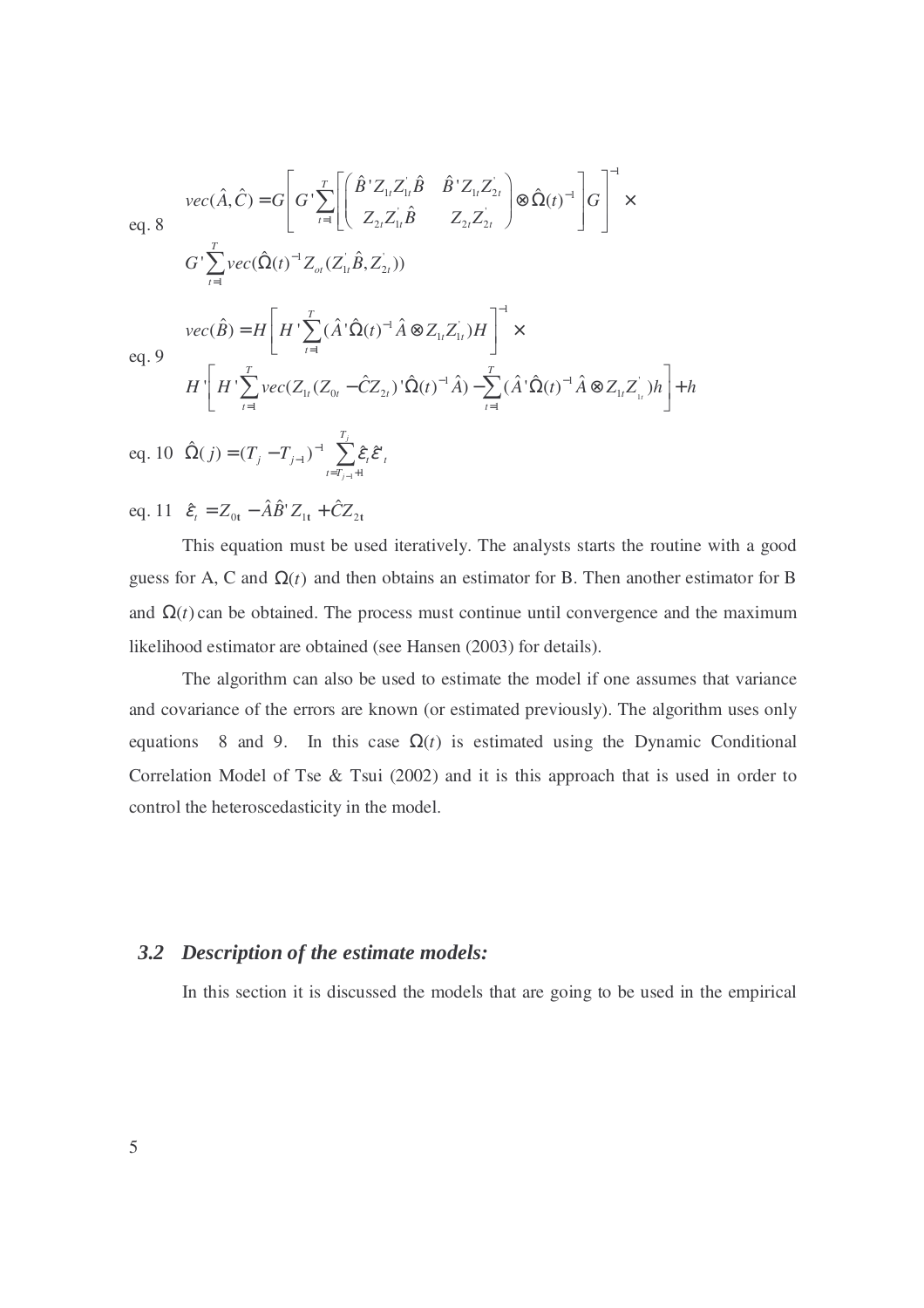eq. 8
$$vec(\hat{A},\hat{C}) = G\left[G'\sum_{t=1}^{T}\left[\begin{pmatrix}\hat{B}'Z_{1t}Z_{1t}^{'}\hat{B} & \hat{B}'Z_{1t}Z_{2t}^{'} \\ Z_{2t}Z_{1t}^{'}\hat{B} & Z_{2t}Z_{2t}^{'}\end{pmatrix}\otimes\hat{\Omega}(t)^{-1}\right]G\right]^{-1}\times$$
$$G'\sum_{t=1}^{T}vec(\hat{\Omega}(t)^{-1}Z_{ot}(Z_{1t}^{'}\hat{B},Z_{2t}^{'}))$$

eq. 9
$$vec(\hat{B}) = H\left[H'\sum_{t=1}^{T}(\hat{A}'\hat{\Omega}(t)^{-1}\hat{A}\otimes Z_{1t}Z_{1t}^{'})H\right]^{-1}\times$$
$$H'\left[H'\sum_{t=1}^{T}vec(Z_{1t}(Z_{0t}-\hat{C}Z_{2t})'\hat{\Omega}(t)^{-1}\hat{A}) - \sum_{t=1}^{T}(\hat{A}'\hat{\Omega}(t)^{-1}\hat{A}\otimes Z_{1t}Z_{1t}^{'})h\right]+h$$

eq. 10 $$\hat{\Omega}(j) = (T_j - T_{j-1})^{-1}\sum_{t=T_{j-1}+1}^{T_j}\hat{\varepsilon}_t\hat{\varepsilon}'_t$$

eq. 11 $$\hat{\varepsilon}_t = Z_{0\mathbf{t}} - \hat{A}\hat{B}'Z_{1\mathbf{t}} + \hat{C}Z_{2\mathbf{t}}$$

This equation must be used iteratively. The analysts starts the routine with a good guess for A, C and $\Omega(t)$ and then obtains an estimator for B. Then another estimator for B and $\Omega(t)$ can be obtained. The process must continue until convergence and the maximum likelihood estimator are obtained (see Hansen (2003) for details).

The algorithm can also be used to estimate the model if one assumes that variance and covariance of the errors are known (or estimated previously). The algorithm uses only equations 8 and 9. In this case $\Omega(t)$ is estimated using the Dynamic Conditional Correlation Model of Tse & Tsui (2002) and it is this approach that is used in order to control the heteroscedasticity in the model.

### *3.2 Description of the estimate models:*

In this section it is discussed the models that are going to be used in the empirical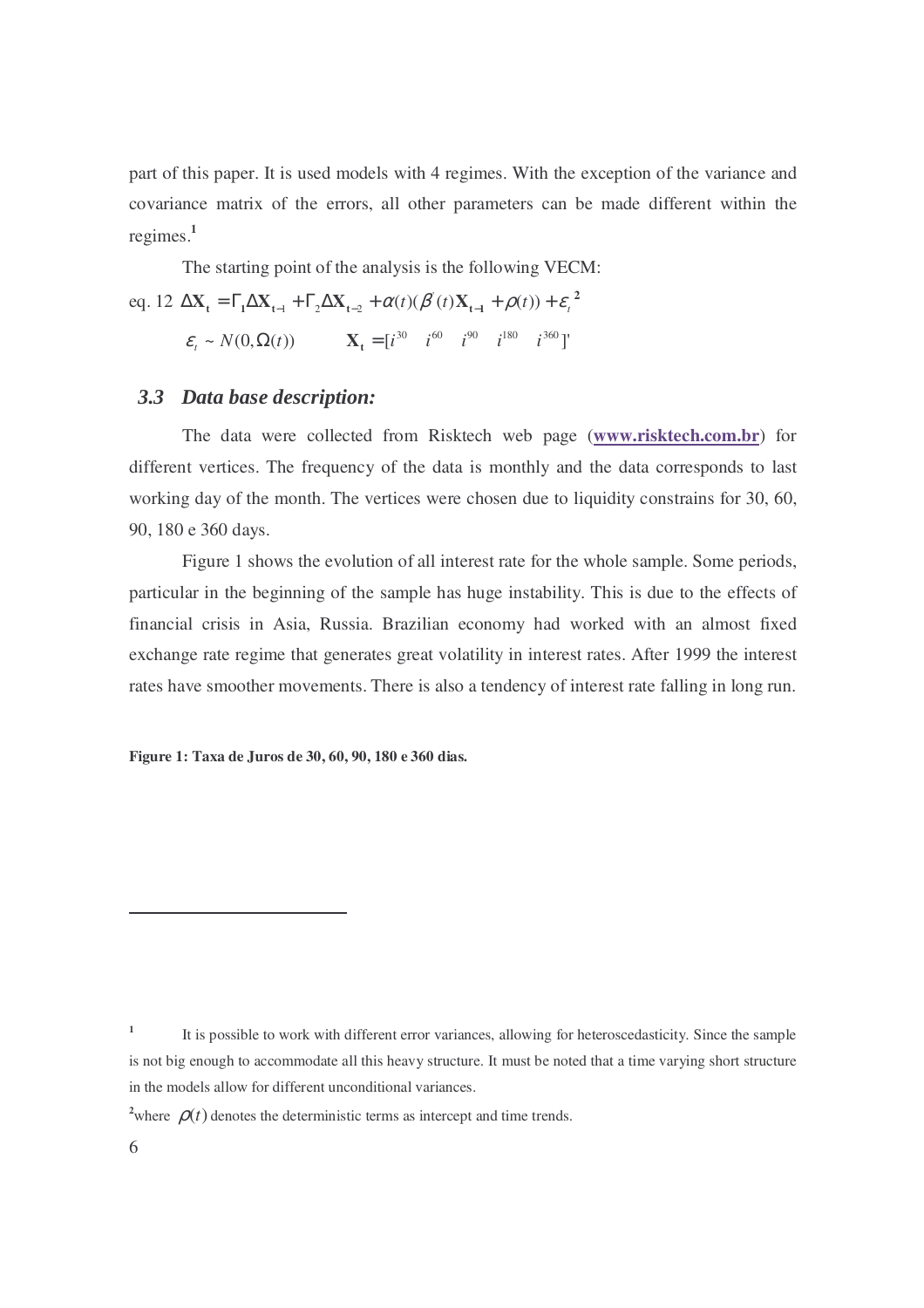part of this paper. It is used models with 4 regimes. With the exception of the variance and covariance matrix of the errors, all other parameters can be made different within the regimes.[1]

The starting point of the analysis is the following VECM:

eq. 12 $$\Delta \mathbf{X_t} = \Gamma_1 \Delta \mathbf{X_{t-1}} + \Gamma_2 \Delta \mathbf{X_{t-2}} + \alpha(t)(\beta^{'}(t)\mathbf{X_{t-1}} + \rho(t)) + \varepsilon_t$$ [2]

$$\varepsilon_t \sim N(0, \Omega(t)) \qquad \mathbf{X_t} = [i^{30} \quad i^{60} \quad i^{90} \quad i^{180} \quad i^{360}]'$$

### 3.3 *Data base description:*

The data were collected from Risktech web page (**www.risktech.com.br**) for different vertices. The frequency of the data is monthly and the data corresponds to last working day of the month. The vertices were chosen due to liquidity constrains for 30, 60, 90, 180 e 360 days.

Figure 1 shows the evolution of all interest rate for the whole sample. Some periods, particular in the beginning of the sample has huge instability. This is due to the effects of financial crisis in Asia, Russia. Brazilian economy had worked with an almost fixed exchange rate regime that generates great volatility in interest rates. After 1999 the interest rates have smoother movements. There is also a tendency of interest rate falling in long run.

**Figure 1: Taxa de Juros de 30, 60, 90, 180 e 360 dias.**

---

[1] It is possible to work with different error variances, allowing for heteroscedasticity. Since the sample is not big enough to accommodate all this heavy structure. It must be noted that a time varying short structure in the models allow for different unconditional variances.

[2] where $\rho(t)$ denotes the deterministic terms as intercept and time trends.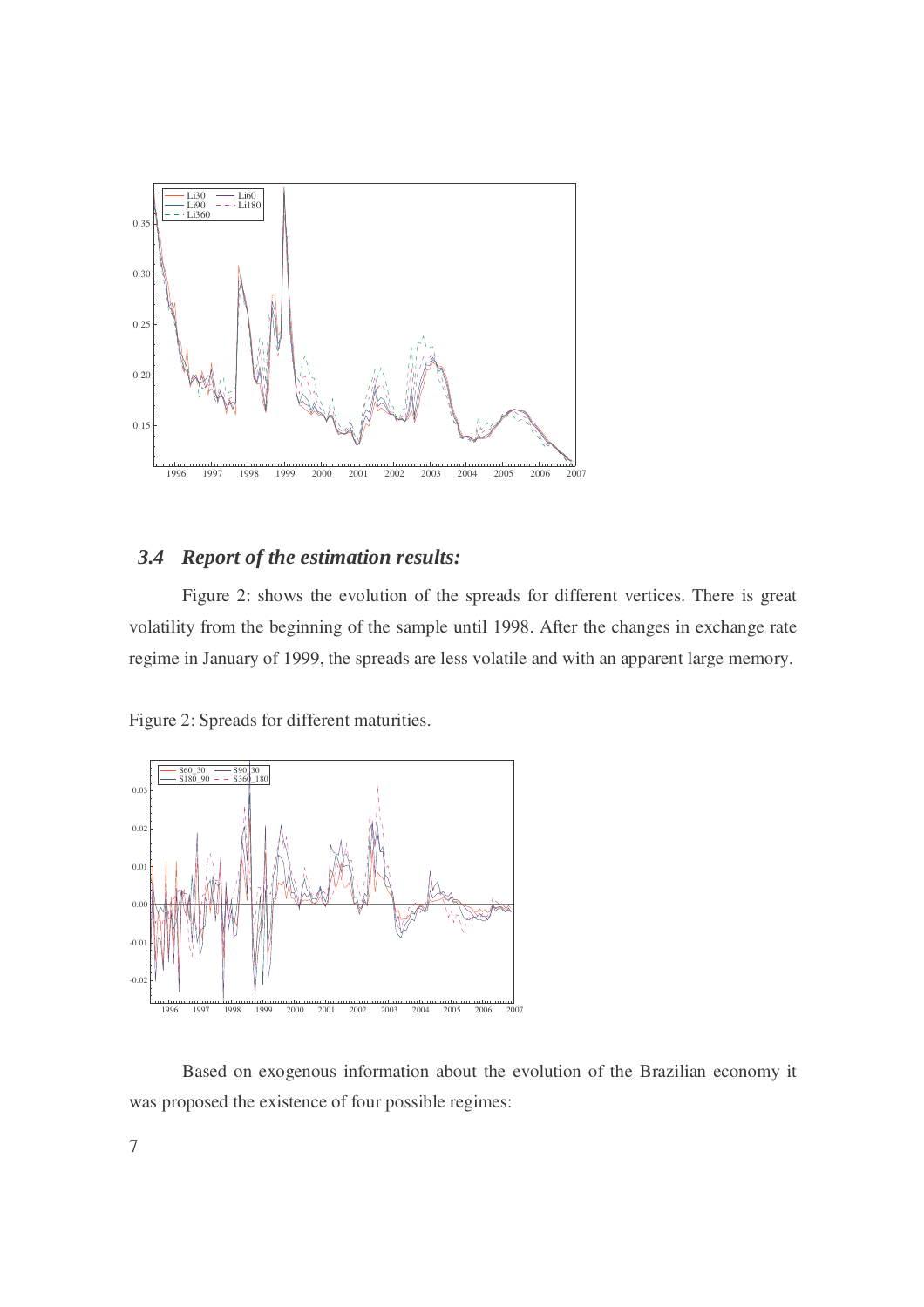### 3.4 *Report of the estimation results:*

Figure 2: shows the evolution of the spreads for different vertices. There is great volatility from the beginning of the sample until 1998. After the changes in exchange rate regime in January of 1999, the spreads are less volatile and with an apparent large memory.

Figure 2: Spreads for different maturities.

Based on exogenous information about the evolution of the Brazilian economy it was proposed the existence of four possible regimes: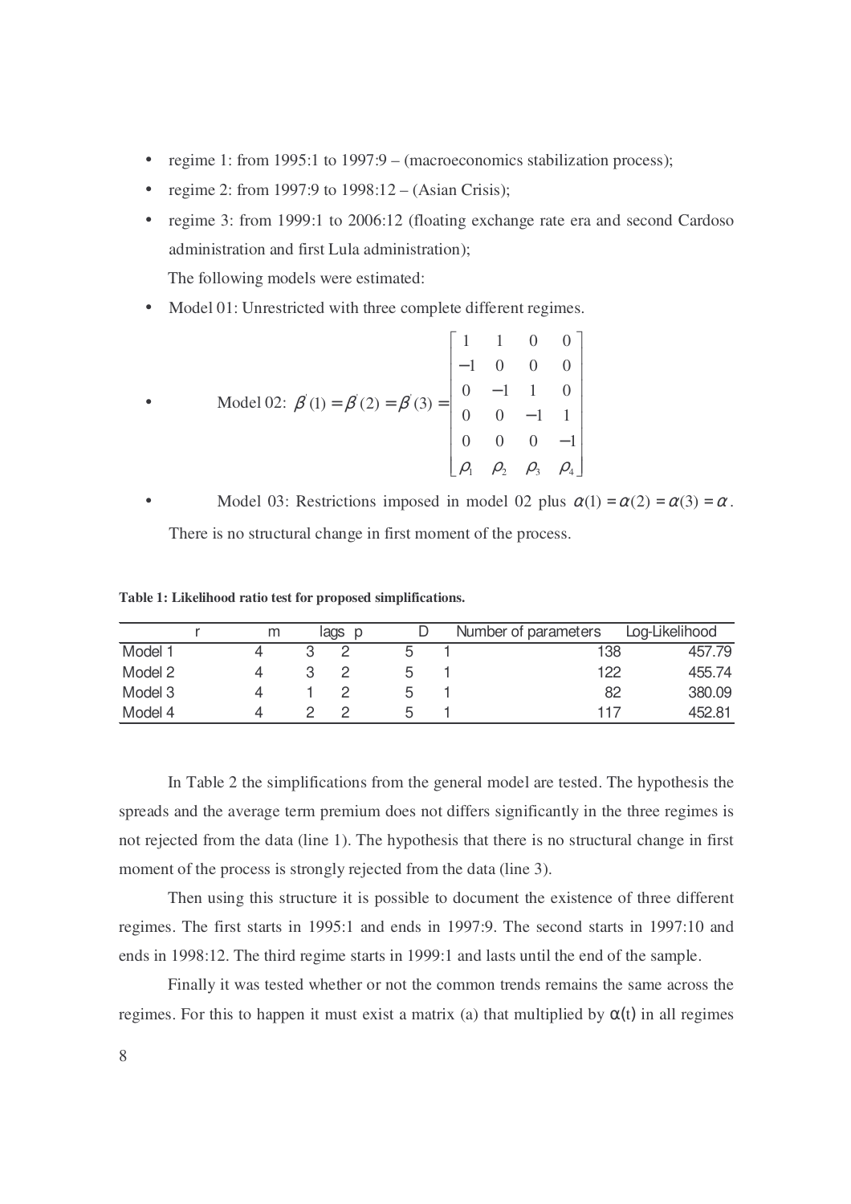- regime 1: from 1995:1 to 1997:9 – (macroeconomics stabilization process);
- regime 2: from 1997:9 to 1998:12 – (Asian Crisis);
- regime 3: from 1999:1 to 2006:12 (floating exchange rate era and second Cardoso administration and first Lula administration);

  The following models were estimated:

- Model 01: Unrestricted with three complete different regimes.
- Model 02: $\beta'(1) = \beta'(2) = \beta'(3) = \begin{bmatrix} 1 & 1 & 0 & 0 \\ -1 & 0 & 0 & 0 \\ 0 & -1 & 1 & 0 \\ 0 & 0 & -1 & 1 \\ 0 & 0 & 0 & -1 \\ \rho_1 & \rho_2 & \rho_3 & \rho_4 \end{bmatrix}$
- Model 03: Restrictions imposed in model 02 plus $\alpha(1) = \alpha(2) = \alpha(3) = \alpha$.

  There is no structural change in first moment of the process.

**Table 1: Likelihood ratio test for proposed simplifications.**

| | r | m | lags p | D | | Number of parameters | Log-Likelihood |
|---|---|---|---|---|---|---|---|
| Model 1 | 4 | 3 | 2 | 5 | 1 | 138 | 457.79 |
| Model 2 | 4 | 3 | 2 | 5 | 1 | 122 | 455.74 |
| Model 3 | 4 | 1 | 2 | 5 | 1 | 82 | 380.09 |
| Model 4 | 4 | 2 | 2 | 5 | 1 | 117 | 452.81 |

In Table 2 the simplifications from the general model are tested. The hypothesis the spreads and the average term premium does not differs significantly in the three regimes is not rejected from the data (line 1). The hypothesis that there is no structural change in first moment of the process is strongly rejected from the data (line 3).

Then using this structure it is possible to document the existence of three different regimes. The first starts in 1995:1 and ends in 1997:9. The second starts in 1997:10 and ends in 1998:12. The third regime starts in 1999:1 and lasts until the end of the sample.

Finally it was tested whether or not the common trends remains the same across the regimes. For this to happen it must exist a matrix (a) that multiplied by $\alpha(t)$ in all regimes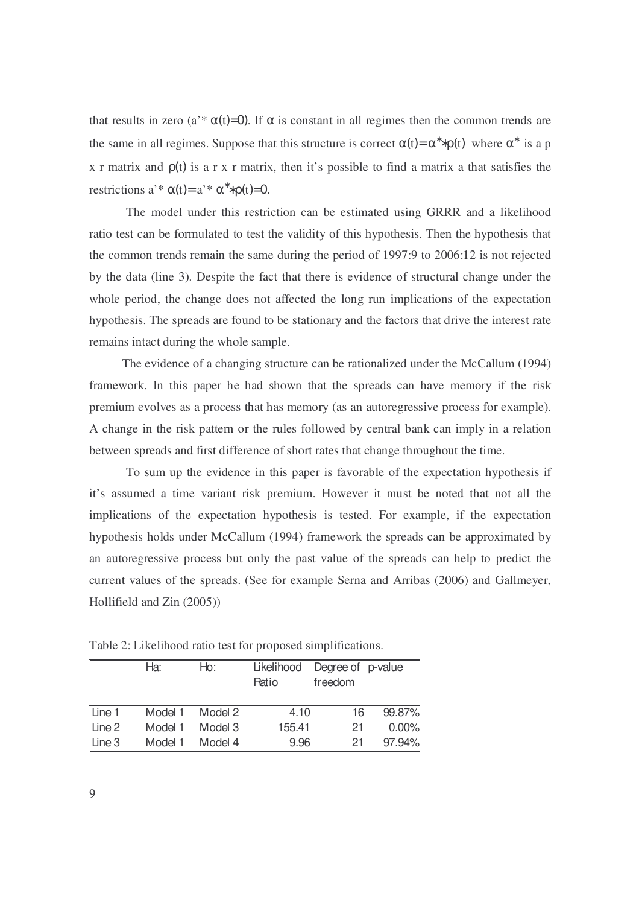that results in zero (a'* $\alpha(t)=0$). If $\alpha$ is constant in all regimes then the common trends are the same in all regimes. Suppose that this structure is correct $\alpha(t)=\alpha^{*}*\rho(t)$ where $\alpha^{*}$ is a p x r matrix and $\rho(t)$ is a r x r matrix, then it's possible to find a matrix a that satisfies the restrictions a'* $\alpha(t)=$ a'* $\alpha^{*}*\rho(t)=0$.

The model under this restriction can be estimated using GRRR and a likelihood ratio test can be formulated to test the validity of this hypothesis. Then the hypothesis that the common trends remain the same during the period of 1997:9 to 2006:12 is not rejected by the data (line 3). Despite the fact that there is evidence of structural change under the whole period, the change does not affected the long run implications of the expectation hypothesis. The spreads are found to be stationary and the factors that drive the interest rate remains intact during the whole sample.

The evidence of a changing structure can be rationalized under the McCallum (1994) framework. In this paper he had shown that the spreads can have memory if the risk premium evolves as a process that has memory (as an autoregressive process for example). A change in the risk pattern or the rules followed by central bank can imply in a relation between spreads and first difference of short rates that change throughout the time.

To sum up the evidence in this paper is favorable of the expectation hypothesis if it's assumed a time variant risk premium. However it must be noted that not all the implications of the expectation hypothesis is tested. For example, if the expectation hypothesis holds under McCallum (1994) framework the spreads can be approximated by an autoregressive process but only the past value of the spreads can help to predict the current values of the spreads. (See for example Serna and Arribas (2006) and Gallmeyer, Hollifield and Zin (2005))

Table 2: Likelihood ratio test for proposed simplifications.

| | Ha: | Ho: | Likelihood Ratio | Degree of freedom | p-value |
|---|---|---|---|---|---|
| Line 1 | Model 1 | Model 2 | 4.10 | 16 | 99.87% |
| Line 2 | Model 1 | Model 3 | 155.41 | 21 | 0.00% |
| Line 3 | Model 1 | Model 4 | 9.96 | 21 | 97.94% |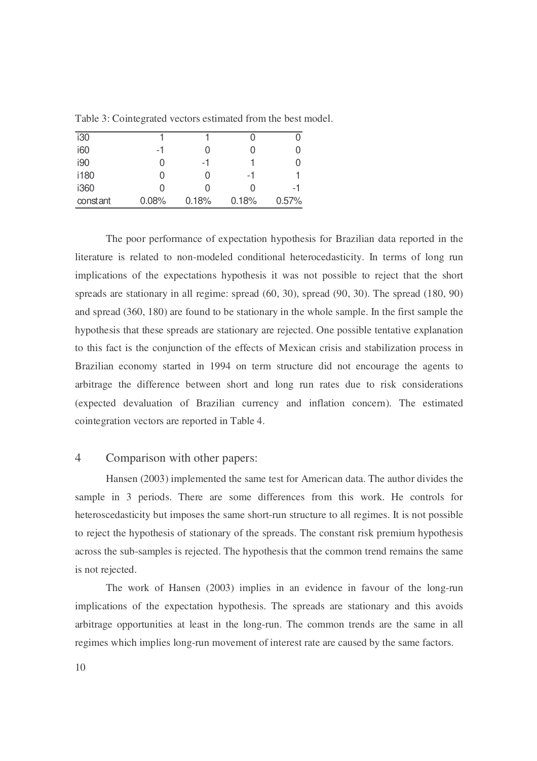Table 3: Cointegrated vectors estimated from the best model.

| | | | | |
|---|---|---|---|---|
| i30 | 1 | 1 | 0 | 0 |
| i60 | -1 | 0 | 0 | 0 |
| i90 | 0 | -1 | 1 | 0 |
| i180 | 0 | 0 | -1 | 1 |
| i360 | 0 | 0 | 0 | -1 |
| constant | 0.08% | 0.18% | 0.18% | 0.57% |

The poor performance of expectation hypothesis for Brazilian data reported in the literature is related to non-modeled conditional heterocedasticity. In terms of long run implications of the expectations hypothesis it was not possible to reject that the short spreads are stationary in all regime: spread (60, 30), spread (90, 30). The spread (180, 90) and spread (360, 180) are found to be stationary in the whole sample. In the first sample the hypothesis that these spreads are stationary are rejected. One possible tentative explanation to this fact is the conjunction of the effects of Mexican crisis and stabilization process in Brazilian economy started in 1994 on term structure did not encourage the agents to arbitrage the difference between short and long run rates due to risk considerations (expected devaluation of Brazilian currency and inflation concern). The estimated cointegration vectors are reported in Table 4.

## 4 Comparison with other papers:

Hansen (2003) implemented the same test for American data. The author divides the sample in 3 periods. There are some differences from this work. He controls for heteroscedasticity but imposes the same short-run structure to all regimes. It is not possible to reject the hypothesis of stationary of the spreads. The constant risk premium hypothesis across the sub-samples is rejected. The hypothesis that the common trend remains the same is not rejected.

The work of Hansen (2003) implies in an evidence in favour of the long-run implications of the expectation hypothesis. The spreads are stationary and this avoids arbitrage opportunities at least in the long-run. The common trends are the same in all regimes which implies long-run movement of interest rate are caused by the same factors.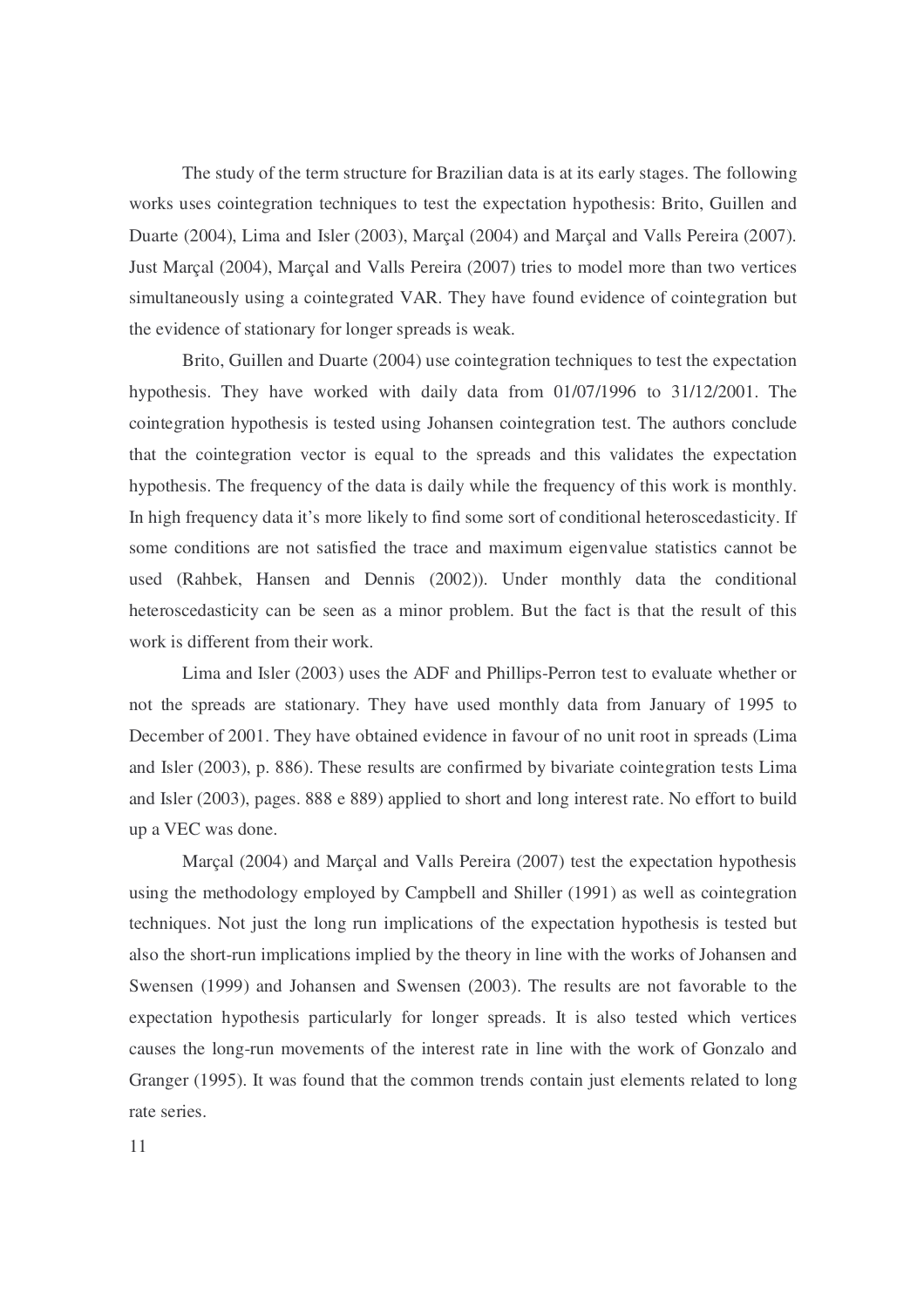The study of the term structure for Brazilian data is at its early stages. The following works uses cointegration techniques to test the expectation hypothesis: Brito, Guillen and Duarte (2004), Lima and Isler (2003), Marçal (2004) and Marçal and Valls Pereira (2007). Just Marçal (2004), Marçal and Valls Pereira (2007) tries to model more than two vertices simultaneously using a cointegrated VAR. They have found evidence of cointegration but the evidence of stationary for longer spreads is weak.

Brito, Guillen and Duarte (2004) use cointegration techniques to test the expectation hypothesis. They have worked with daily data from 01/07/1996 to 31/12/2001. The cointegration hypothesis is tested using Johansen cointegration test. The authors conclude that the cointegration vector is equal to the spreads and this validates the expectation hypothesis. The frequency of the data is daily while the frequency of this work is monthly. In high frequency data it's more likely to find some sort of conditional heteroscedasticity. If some conditions are not satisfied the trace and maximum eigenvalue statistics cannot be used (Rahbek, Hansen and Dennis (2002)). Under monthly data the conditional heteroscedasticity can be seen as a minor problem. But the fact is that the result of this work is different from their work.

Lima and Isler (2003) uses the ADF and Phillips-Perron test to evaluate whether or not the spreads are stationary. They have used monthly data from January of 1995 to December of 2001. They have obtained evidence in favour of no unit root in spreads (Lima and Isler (2003), p. 886). These results are confirmed by bivariate cointegration tests Lima and Isler (2003), pages. 888 e 889) applied to short and long interest rate. No effort to build up a VEC was done.

Marçal (2004) and Marçal and Valls Pereira (2007) test the expectation hypothesis using the methodology employed by Campbell and Shiller (1991) as well as cointegration techniques. Not just the long run implications of the expectation hypothesis is tested but also the short-run implications implied by the theory in line with the works of Johansen and Swensen (1999) and Johansen and Swensen (2003). The results are not favorable to the expectation hypothesis particularly for longer spreads. It is also tested which vertices causes the long-run movements of the interest rate in line with the work of Gonzalo and Granger (1995). It was found that the common trends contain just elements related to long rate series.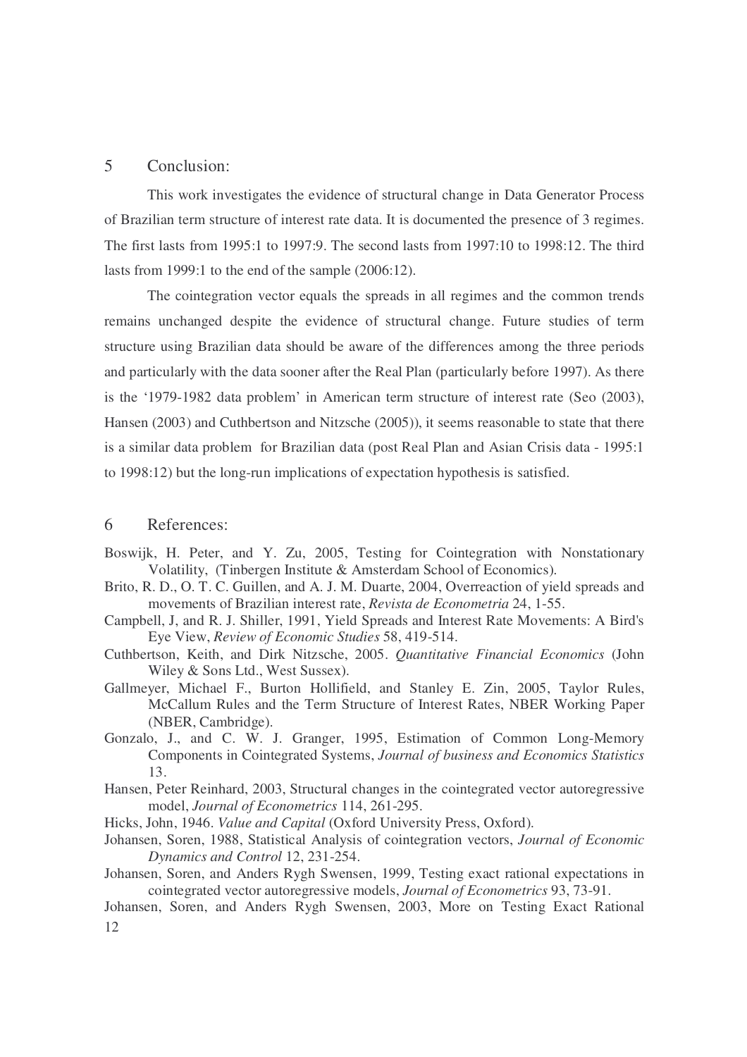## 5 Conclusion:

This work investigates the evidence of structural change in Data Generator Process of Brazilian term structure of interest rate data. It is documented the presence of 3 regimes. The first lasts from 1995:1 to 1997:9. The second lasts from 1997:10 to 1998:12. The third lasts from 1999:1 to the end of the sample (2006:12).

The cointegration vector equals the spreads in all regimes and the common trends remains unchanged despite the evidence of structural change. Future studies of term structure using Brazilian data should be aware of the differences among the three periods and particularly with the data sooner after the Real Plan (particularly before 1997). As there is the '1979-1982 data problem' in American term structure of interest rate (Seo (2003), Hansen (2003) and Cuthbertson and Nitzsche (2005)), it seems reasonable to state that there is a similar data problem for Brazilian data (post Real Plan and Asian Crisis data - 1995:1 to 1998:12) but the long-run implications of expectation hypothesis is satisfied.

## 6 References:

Boswijk, H. Peter, and Y. Zu, 2005, Testing for Cointegration with Nonstationary Volatility, (Tinbergen Institute & Amsterdam School of Economics).

Brito, R. D., O. T. C. Guillen, and A. J. M. Duarte, 2004, Overreaction of yield spreads and movements of Brazilian interest rate, *Revista de Econometria* 24, 1-55.

Campbell, J, and R. J. Shiller, 1991, Yield Spreads and Interest Rate Movements: A Bird's Eye View, *Review of Economic Studies* 58, 419-514.

Cuthbertson, Keith, and Dirk Nitzsche, 2005. *Quantitative Financial Economics* (John Wiley & Sons Ltd., West Sussex).

Gallmeyer, Michael F., Burton Hollifield, and Stanley E. Zin, 2005, Taylor Rules, McCallum Rules and the Term Structure of Interest Rates, NBER Working Paper (NBER, Cambridge).

Gonzalo, J., and C. W. J. Granger, 1995, Estimation of Common Long-Memory Components in Cointegrated Systems, *Journal of business and Economics Statistics* 13.

Hansen, Peter Reinhard, 2003, Structural changes in the cointegrated vector autoregressive model, *Journal of Econometrics* 114, 261-295.

Hicks, John, 1946. *Value and Capital* (Oxford University Press, Oxford).

Johansen, Soren, 1988, Statistical Analysis of cointegration vectors, *Journal of Economic Dynamics and Control* 12, 231-254.

Johansen, Soren, and Anders Rygh Swensen, 1999, Testing exact rational expectations in cointegrated vector autoregressive models, *Journal of Econometrics* 93, 73-91.

Johansen, Soren, and Anders Rygh Swensen, 2003, More on Testing Exact Rational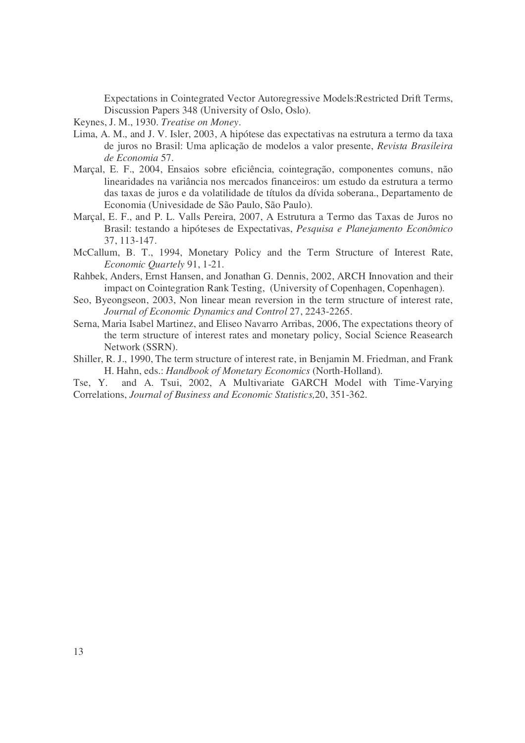Expectations in Cointegrated Vector Autoregressive Models:Restricted Drift Terms, Discussion Papers 348 (University of Oslo, Oslo).

Keynes, J. M., 1930. *Treatise on Money*.

Lima, A. M., and J. V. Isler, 2003, A hipótese das expectativas na estrutura a termo da taxa de juros no Brasil: Uma aplicação de modelos a valor presente, *Revista Brasileira de Economia* 57.

Marçal, E. F., 2004, Ensaios sobre eficiência, cointegração, componentes comuns, não linearidades na variância nos mercados financeiros: um estudo da estrutura a termo das taxas de juros e da volatilidade de títulos da dívida soberana., Departamento de Economia (Univesidade de São Paulo, São Paulo).

Marçal, E. F., and P. L. Valls Pereira, 2007, A Estrutura a Termo das Taxas de Juros no Brasil: testando a hipóteses de Expectativas, *Pesquisa e Planejamento Econômico* 37, 113-147.

McCallum, B. T., 1994, Monetary Policy and the Term Structure of Interest Rate, *Economic Quartely* 91, 1-21.

Rahbek, Anders, Ernst Hansen, and Jonathan G. Dennis, 2002, ARCH Innovation and their impact on Cointegration Rank Testing, (University of Copenhagen, Copenhagen).

Seo, Byeongseon, 2003, Non linear mean reversion in the term structure of interest rate, *Journal of Economic Dynamics and Control* 27, 2243-2265.

Serna, Maria Isabel Martinez, and Eliseo Navarro Arribas, 2006, The expectations theory of the term structure of interest rates and monetary policy, Social Science Reasearch Network (SSRN).

Shiller, R. J., 1990, The term structure of interest rate, in Benjamin M. Friedman, and Frank H. Hahn, eds.: *Handbook of Monetary Economics* (North-Holland).

Tse, Y. and A. Tsui, 2002, A Multivariate GARCH Model with Time-Varying Correlations, *Journal of Business and Economic Statistics,*20, 351-362.